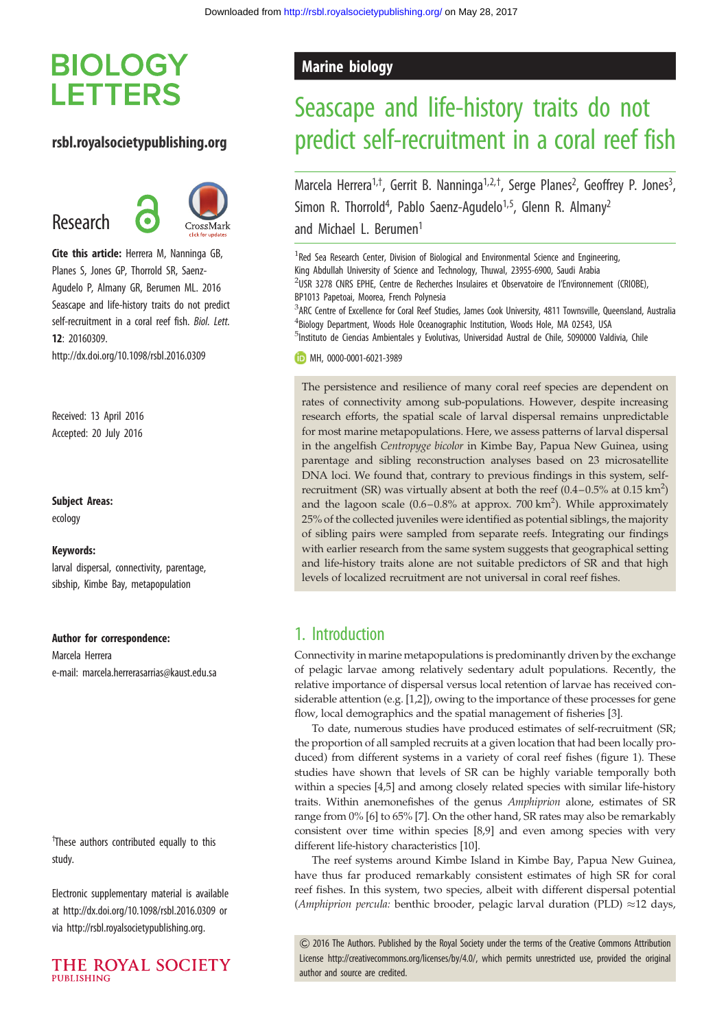# BIOLOGY LETTERS

rsbl.royalsocietypublishing.org

Research

**Cite this article:** Herrera M, Nanninga GB, Planes S, Jones GP, Thorrold SR, Saenz-Agudelo P, Almany GR, Berumen ML. 2016 Seascape and life-history traits do not predict self-recruitment in a coral reef fish. *Biol. Lett.* **12**: 20160309. http://dx.doi.org/10.1098/rsbl.2016.0309

Received: 13 April 2016
Accepted: 20 July 2016

**Subject Areas:**
ecology

**Keywords:**
larval dispersal, connectivity, parentage, sibship, Kimbe Bay, metapopulation

**Author for correspondence:**
Marcela Herrera
e-mail: marcela.herrerasarrias@kaust.edu.sa

[†]These authors contributed equally to this study.

Electronic supplementary material is available at http://dx.doi.org/10.1098/rsbl.2016.0309 or via http://rsbl.royalsocietypublishing.org.

Marine biology

# Seascape and life-history traits do not predict self-recruitment in a coral reef fish

Marcela Herrera[1,†], Gerrit B. Nanninga[1,2,†], Serge Planes[2], Geoffrey P. Jones[3], Simon R. Thorrold[4], Pablo Saenz-Agudelo[1,5], Glenn R. Almany[2] and Michael L. Berumen[1]

[1]Red Sea Research Center, Division of Biological and Environmental Science and Engineering, King Abdullah University of Science and Technology, Thuwal, 23955-6900, Saudi Arabia
[2]USR 3278 CNRS EPHE, Centre de Recherches Insulaires et Observatoire de l'Environnement (CRIOBE), BP1013 Papetoai, Moorea, French Polynesia
[3]ARC Centre of Excellence for Coral Reef Studies, James Cook University, 4811 Townsville, Queensland, Australia
[4]Biology Department, Woods Hole Oceanographic Institution, Woods Hole, MA 02543, USA
[5]Instituto de Ciencias Ambientales y Evolutivas, Universidad Austral de Chile, 5090000 Valdivia, Chile

MH, 0000-0001-6021-3989

The persistence and resilience of many coral reef species are dependent on rates of connectivity among sub-populations. However, despite increasing research efforts, the spatial scale of larval dispersal remains unpredictable for most marine metapopulations. Here, we assess patterns of larval dispersal in the angelfish *Centropyge bicolor* in Kimbe Bay, Papua New Guinea, using parentage and sibling reconstruction analyses based on 23 microsatellite DNA loci. We found that, contrary to previous findings in this system, self-recruitment (SR) was virtually absent at both the reef (0.4–0.5% at 0.15 km$^2$) and the lagoon scale (0.6–0.8% at approx. 700 km$^2$). While approximately 25% of the collected juveniles were identified as potential siblings, the majority of sibling pairs were sampled from separate reefs. Integrating our findings with earlier research from the same system suggests that geographical setting and life-history traits alone are not suitable predictors of SR and that high levels of localized recruitment are not universal in coral reef fishes.

## 1. Introduction

Connectivity in marine metapopulations is predominantly driven by the exchange of pelagic larvae among relatively sedentary adult populations. Recently, the relative importance of dispersal versus local retention of larvae has received considerable attention (e.g. [1,2]), owing to the importance of these processes for gene flow, local demographics and the spatial management of fisheries [3].

To date, numerous studies have produced estimates of self-recruitment (SR; the proportion of all sampled recruits at a given location that had been locally produced) from different systems in a variety of coral reef fishes (figure 1). These studies have shown that levels of SR can be highly variable temporally both within a species [4,5] and among closely related species with similar life-history traits. Within anemonefishes of the genus *Amphiprion* alone, estimates of SR range from 0% [6] to 65% [7]. On the other hand, SR rates may also be remarkably consistent over time within species [8,9] and even among species with very different life-history characteristics [10].

The reef systems around Kimbe Island in Kimbe Bay, Papua New Guinea, have thus far produced remarkably consistent estimates of high SR for coral reef fishes. In this system, two species, albeit with different dispersal potential (*Amphiprion percula:* benthic brooder, pelagic larval duration (PLD) ≈12 days,

© 2016 The Authors. Published by the Royal Society under the terms of the Creative Commons Attribution License http://creativecommons.org/licenses/by/4.0/, which permits unrestricted use, provided the original author and source are credited.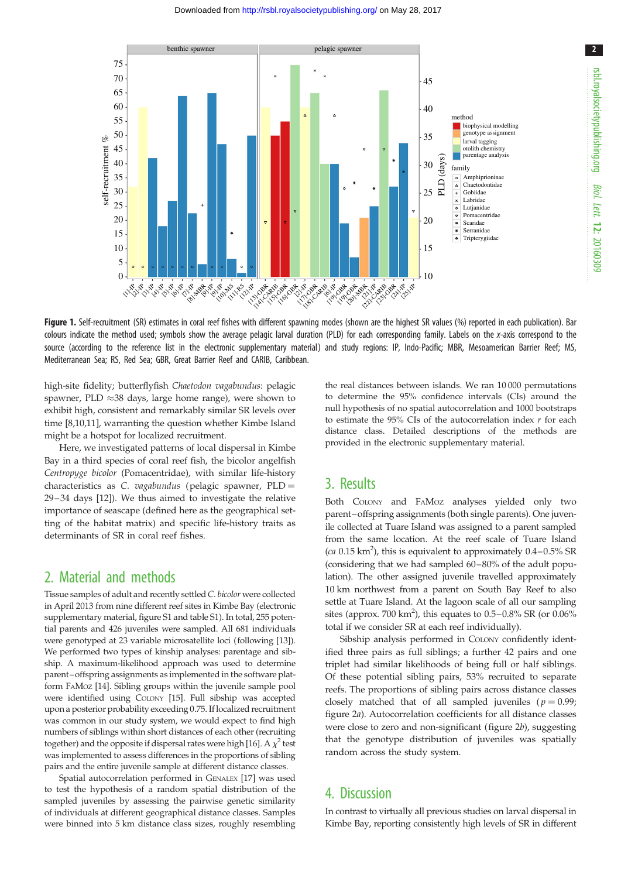**Figure 1.** Self-recruitment (SR) estimates in coral reef fishes with different spawning modes (shown are the highest SR values (%) reported in each publication). Bar colours indicate the method used; symbols show the average pelagic larval duration (PLD) for each corresponding family. Labels on the *x*-axis correspond to the source (according to the reference list in the electronic supplementary material) and study regions: IP, Indo-Pacific; MBR, Mesoamerican Barrier Reef; MS, Mediterranean Sea; RS, Red Sea; GBR, Great Barrier Reef and CARIB, Caribbean.

high-site fidelity; butterflyfish *Chaetodon vagabundus*: pelagic spawner, PLD ≈38 days, large home range), were shown to exhibit high, consistent and remarkably similar SR levels over time [8,10,11], warranting the question whether Kimbe Island might be a hotspot for localized recruitment.

Here, we investigated patterns of local dispersal in Kimbe Bay in a third species of coral reef fish, the bicolor angelfish *Centropyge bicolor* (Pomacentridae), with similar life-history characteristics as *C. vagabundus* (pelagic spawner, PLD = 29–34 days [12]). We thus aimed to investigate the relative importance of seascape (defined here as the geographical setting of the habitat matrix) and specific life-history traits as determinants of SR in coral reef fishes.

## 2. Material and methods

Tissue samples of adult and recently settled *C. bicolor* were collected in April 2013 from nine different reef sites in Kimbe Bay (electronic supplementary material, figure S1 and table S1). In total, 255 potential parents and 426 juveniles were sampled. All 681 individuals were genotyped at 23 variable microsatellite loci (following [13]). We performed two types of kinship analyses: parentage and sibship. A maximum-likelihood approach was used to determine parent–offspring assignments as implemented in the software platform FaMoz [14]. Sibling groups within the juvenile sample pool were identified using Colony [15]. Full sibship was accepted upon a posterior probability exceeding 0.75. If localized recruitment was common in our study system, we would expect to find high numbers of siblings within short distances of each other (recruiting together) and the opposite if dispersal rates were high [16]. A $\chi^2$ test was implemented to assess differences in the proportions of sibling pairs and the entire juvenile sample at different distance classes.

Spatial autocorrelation performed in Genalex [17] was used to test the hypothesis of a random spatial distribution of the sampled juveniles by assessing the pairwise genetic similarity of individuals at different geographical distance classes. Samples were binned into 5 km distance class sizes, roughly resembling the real distances between islands. We ran 10 000 permutations to determine the 95% confidence intervals (CIs) around the null hypothesis of no spatial autocorrelation and 1000 bootstraps to estimate the 95% CIs of the autocorrelation index *r* for each distance class. Detailed descriptions of the methods are provided in the electronic supplementary material.

## 3. Results

Both Colony and FaMoz analyses yielded only two parent–offspring assignments (both single parents). One juvenile collected at Tuare Island was assigned to a parent sampled from the same location. At the reef scale of Tuare Island (*ca* 0.15 $km^2$), this is equivalent to approximately 0.4–0.5% SR (considering that we had sampled 60–80% of the adult population). The other assigned juvenile travelled approximately 10 km northwest from a parent on South Bay Reef to also settle at Tuare Island. At the lagoon scale of all our sampling sites (approx. 700 $km^2$), this equates to 0.5–0.8% SR (or 0.06% total if we consider SR at each reef individually).

Sibship analysis performed in Colony confidently identified three pairs as full siblings; a further 42 pairs and one triplet had similar likelihoods of being full or half siblings. Of these potential sibling pairs, 53% recruited to separate reefs. The proportions of sibling pairs across distance classes closely matched that of all sampled juveniles ($p = 0.99$; figure 2*a*). Autocorrelation coefficients for all distance classes were close to zero and non-significant (figure 2*b*), suggesting that the genotype distribution of juveniles was spatially random across the study system.

## 4. Discussion

In contrast to virtually all previous studies on larval dispersal in Kimbe Bay, reporting consistently high levels of SR in different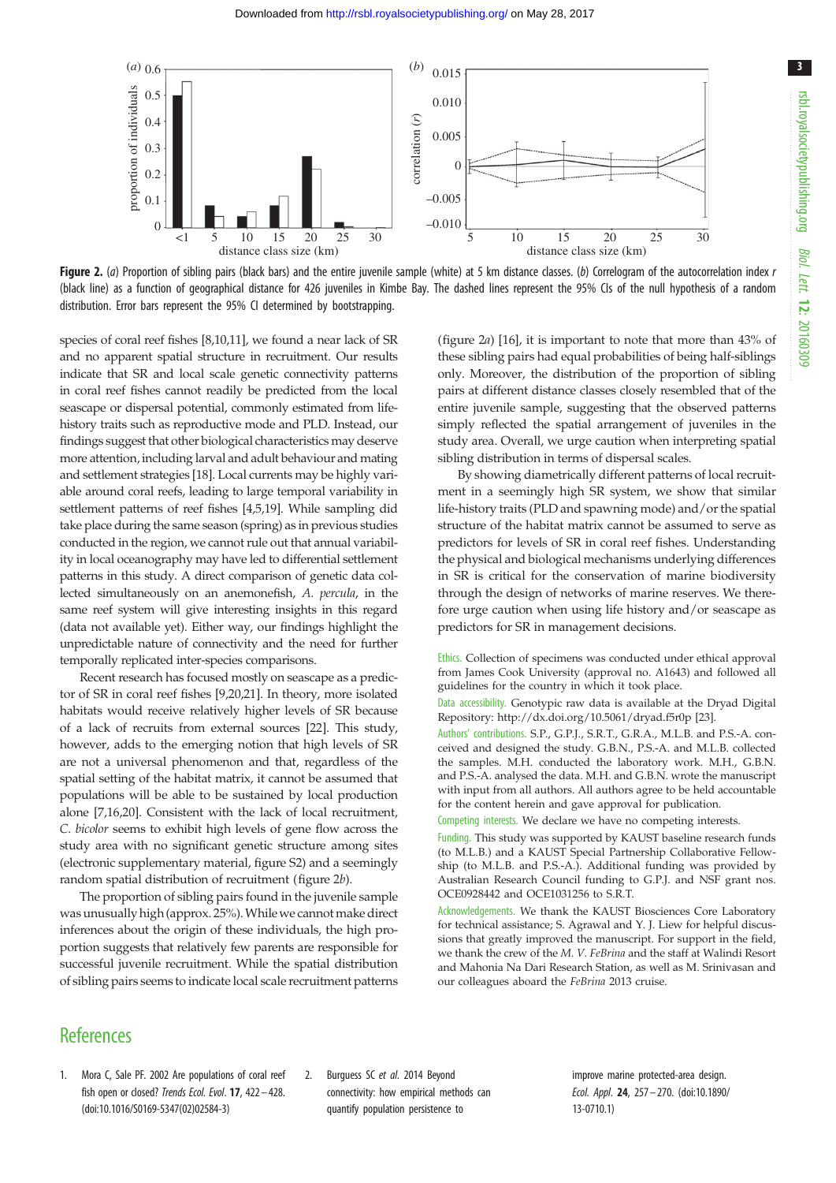**Figure 2.** (*a*) Proportion of sibling pairs (black bars) and the entire juvenile sample (white) at 5 km distance classes. (*b*) Correlogram of the autocorrelation index *r* (black line) as a function of geographical distance for 426 juveniles in Kimbe Bay. The dashed lines represent the 95% CIs of the null hypothesis of a random distribution. Error bars represent the 95% CI determined by bootstrapping.

species of coral reef fishes [8,10,11], we found a near lack of SR and no apparent spatial structure in recruitment. Our results indicate that SR and local scale genetic connectivity patterns in coral reef fishes cannot readily be predicted from the local seascape or dispersal potential, commonly estimated from life-history traits such as reproductive mode and PLD. Instead, our findings suggest that other biological characteristics may deserve more attention, including larval and adult behaviour and mating and settlement strategies [18]. Local currents may be highly variable around coral reefs, leading to large temporal variability in settlement patterns of reef fishes [4,5,19]. While sampling did take place during the same season (spring) as in previous studies conducted in the region, we cannot rule out that annual variability in local oceanography may have led to differential settlement patterns in this study. A direct comparison of genetic data collected simultaneously on an anemonefish, *A. percula*, in the same reef system will give interesting insights in this regard (data not available yet). Either way, our findings highlight the unpredictable nature of connectivity and the need for further temporally replicated inter-species comparisons.

Recent research has focused mostly on seascape as a predictor of SR in coral reef fishes [9,20,21]. In theory, more isolated habitats would receive relatively higher levels of SR because of a lack of recruits from external sources [22]. This study, however, adds to the emerging notion that high levels of SR are not a universal phenomenon and that, regardless of the spatial setting of the habitat matrix, it cannot be assumed that populations will be able to be sustained by local production alone [7,16,20]. Consistent with the lack of local recruitment, *C. bicolor* seems to exhibit high levels of gene flow across the study area with no significant genetic structure among sites (electronic supplementary material, figure S2) and a seemingly random spatial distribution of recruitment (figure 2*b*).

The proportion of sibling pairs found in the juvenile sample was unusually high (approx. 25%). While we cannot make direct inferences about the origin of these individuals, the high proportion suggests that relatively few parents are responsible for successful juvenile recruitment. While the spatial distribution of sibling pairs seems to indicate local scale recruitment patterns (figure 2*a*) [16], it is important to note that more than 43% of these sibling pairs had equal probabilities of being half-siblings only. Moreover, the distribution of the proportion of sibling pairs at different distance classes closely resembled that of the entire juvenile sample, suggesting that the observed patterns simply reflected the spatial arrangement of juveniles in the study area. Overall, we urge caution when interpreting spatial sibling distribution in terms of dispersal scales.

By showing diametrically different patterns of local recruitment in a seemingly high SR system, we show that similar life-history traits (PLD and spawning mode) and/or the spatial structure of the habitat matrix cannot be assumed to serve as predictors for levels of SR in coral reef fishes. Understanding the physical and biological mechanisms underlying differences in SR is critical for the conservation of marine biodiversity through the design of networks of marine reserves. We therefore urge caution when using life history and/or seascape as predictors for SR in management decisions.

Ethics. Collection of specimens was conducted under ethical approval from James Cook University (approval no. A1643) and followed all guidelines for the country in which it took place.

Data accessibility. Genotypic raw data is available at the Dryad Digital Repository: http://dx.doi.org/10.5061/dryad.f5r0p [23].

Authors' contributions. S.P., G.P.J., S.R.T., G.R.A., M.L.B. and P.S.-A. conceived and designed the study. G.B.N., P.S.-A. and M.L.B. collected the samples. M.H. conducted the laboratory work. M.H., G.B.N. and P.S.-A. analysed the data. M.H. and G.B.N. wrote the manuscript with input from all authors. All authors agree to be held accountable for the content herein and gave approval for publication.

Competing interests. We declare we have no competing interests.

Funding. This study was supported by KAUST baseline research funds (to M.L.B.) and a KAUST Special Partnership Collaborative Fellowship (to M.L.B. and P.S.-A.). Additional funding was provided by Australian Research Council funding to G.P.J. and NSF grant nos. OCE0928442 and OCE1031256 to S.R.T.

Acknowledgements. We thank the KAUST Biosciences Core Laboratory for technical assistance; S. Agrawal and Y. J. Liew for helpful discussions that greatly improved the manuscript. For support in the field, we thank the crew of the *M. V. FeBrina* and the staff at Walindi Resort and Mahonia Na Dari Research Station, as well as M. Srinivasan and our colleagues aboard the *FeBrina* 2013 cruise.

## References

1. Mora C, Sale PF. 2002 Are populations of coral reef fish open or closed? *Trends Ecol. Evol.* **17**, 422–428. (doi:10.1016/S0169-5347(02)02584-3)
2. Burgess SC *et al.* 2014 Beyond connectivity: how empirical methods can quantify population persistence to improve marine protected-area design. *Ecol. Appl.* **24**, 257–270. (doi:10.1890/13-0710.1)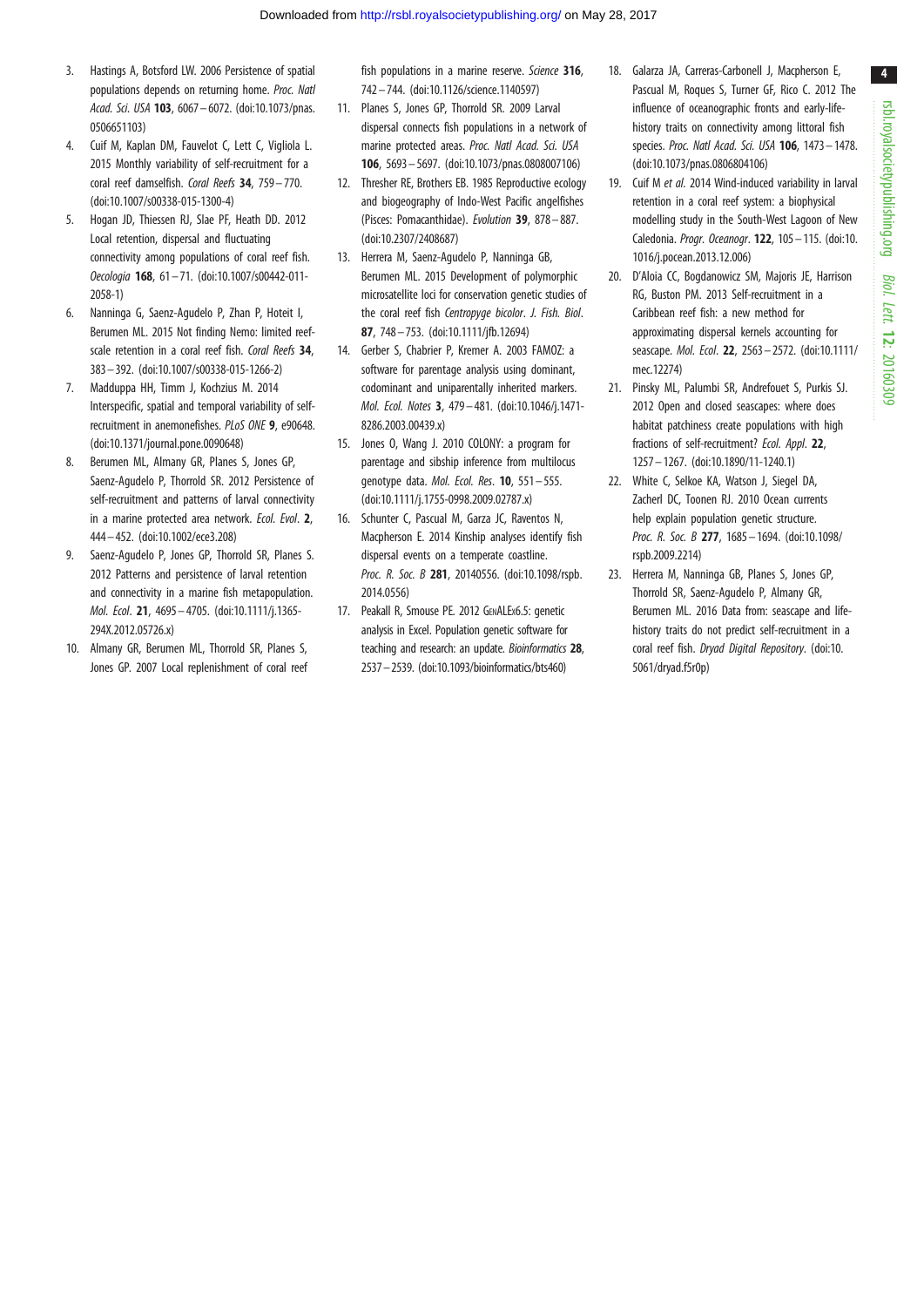3. Hastings A, Botsford LW. 2006 Persistence of spatial populations depends on returning home. *Proc. Natl Acad. Sci. USA* **103**, 6067–6072. (doi:10.1073/pnas.0506651103)
4. Cuif M, Kaplan DM, Fauvelot C, Lett C, Vigliola L. 2015 Monthly variability of self-recruitment for a coral reef damselfish. *Coral Reefs* **34**, 759–770. (doi:10.1007/s00338-015-1300-4)
5. Hogan JD, Thiessen RJ, Slae PF, Heath DD. 2012 Local retention, dispersal and fluctuating connectivity among populations of coral reef fish. *Oecologia* **168**, 61–71. (doi:10.1007/s00442-011-2058-1)
6. Nanninga G, Saenz-Agudelo P, Zhan P, Hoteit I, Berumen ML. 2015 Not finding Nemo: limited reef-scale retention in a coral reef fish. *Coral Reefs* **34**, 383–392. (doi:10.1007/s00338-015-1266-2)
7. Madduppa HH, Timm J, Kochzius M. 2014 Interspecific, spatial and temporal variability of self-recruitment in anemonefishes. *PLoS ONE* **9**, e90648. (doi:10.1371/journal.pone.0090648)
8. Berumen ML, Almany GR, Planes S, Jones GP, Saenz-Agudelo P, Thorrold SR. 2012 Persistence of self-recruitment and patterns of larval connectivity in a marine protected area network. *Ecol. Evol.* **2**, 444–452. (doi:10.1002/ece3.208)
9. Saenz-Agudelo P, Jones GP, Thorrold SR, Planes S. 2012 Patterns and persistence of larval retention and connectivity in a marine fish metapopulation. *Mol. Ecol.* **21**, 4695–4705. (doi:10.1111/j.1365-294X.2012.05726.x)
10. Almany GR, Berumen ML, Thorrold SR, Planes S, Jones GP. 2007 Local replenishment of coral reef fish populations in a marine reserve. *Science* **316**, 742–744. (doi:10.1126/science.1140597)
11. Planes S, Jones GP, Thorrold SR. 2009 Larval dispersal connects fish populations in a network of marine protected areas. *Proc. Natl Acad. Sci. USA* **106**, 5693–5697. (doi:10.1073/pnas.0808007106)
12. Thresher RE, Brothers EB. 1985 Reproductive ecology and biogeography of Indo-West Pacific angelfishes (Pisces: Pomacanthidae). *Evolution* **39**, 878–887. (doi:10.2307/2408687)
13. Herrera M, Saenz-Agudelo P, Nanninga GB, Berumen ML. 2015 Development of polymorphic microsatellite loci for conservation genetic studies of the coral reef fish *Centropyge bicolor*. *J. Fish. Biol.* **87**, 748–753. (doi:10.1111/jfb.12694)
14. Gerber S, Chabrier P, Kremer A. 2003 FAMOZ: a software for parentage analysis using dominant, codominant and uniparentally inherited markers. *Mol. Ecol. Notes* **3**, 479–481. (doi:10.1046/j.1471-8286.2003.00439.x)
15. Jones O, Wang J. 2010 COLONY: a program for parentage and sibship inference from multilocus genotype data. *Mol. Ecol. Res.* **10**, 551–555. (doi:10.1111/j.1755-0998.2009.02787.x)
16. Schunter C, Pascual M, Garza JC, Raventos N, Macpherson E. 2014 Kinship analyses identify fish dispersal events on a temperate coastline. *Proc. R. Soc. B* **281**, 20140556. (doi:10.1098/rspb.2014.0556)
17. Peakall R, Smouse PE. 2012 GenAlEx6.5: genetic analysis in Excel. Population genetic software for teaching and research: an update. *Bioinformatics* **28**, 2537–2539. (doi:10.1093/bioinformatics/bts460)
18. Galarza JA, Carreras-Carbonell J, Macpherson E, Pascual M, Roques S, Turner GF, Rico C. 2012 The influence of oceanographic fronts and early-life-history traits on connectivity among littoral fish species. *Proc. Natl Acad. Sci. USA* **106**, 1473–1478. (doi:10.1073/pnas.0806804106)
19. Cuif M *et al.* 2014 Wind-induced variability in larval retention in a coral reef system: a biophysical modelling study in the South-West Lagoon of New Caledonia. *Progr. Oceanogr.* **122**, 105–115. (doi:10.1016/j.pocean.2013.12.006)
20. D'Aloia CC, Bogdanowicz SM, Majoris JE, Harrison RG, Buston PM. 2013 Self-recruitment in a Caribbean reef fish: a new method for approximating dispersal kernels accounting for seascape. *Mol. Ecol.* **22**, 2563–2572. (doi:10.1111/mec.12274)
21. Pinsky ML, Palumbi SR, Andrefouet S, Purkis SJ. 2012 Open and closed seascapes: where does habitat patchiness create populations with high fractions of self-recruitment? *Ecol. Appl.* **22**, 1257–1267. (doi:10.1890/11-1240.1)
22. White C, Selkoe KA, Watson J, Siegel DA, Zacherl DC, Toonen RJ. 2010 Ocean currents help explain population genetic structure. *Proc. R. Soc. B* **277**, 1685–1694. (doi:10.1098/rspb.2009.2214)
23. Herrera M, Nanninga GB, Planes S, Jones GP, Thorrold SR, Saenz-Agudelo P, Almany GR, Berumen ML. 2016 Data from: seascape and life-history traits do not predict self-recruitment in a coral reef fish. *Dryad Digital Repository*. (doi:10.5061/dryad.f5r0p)